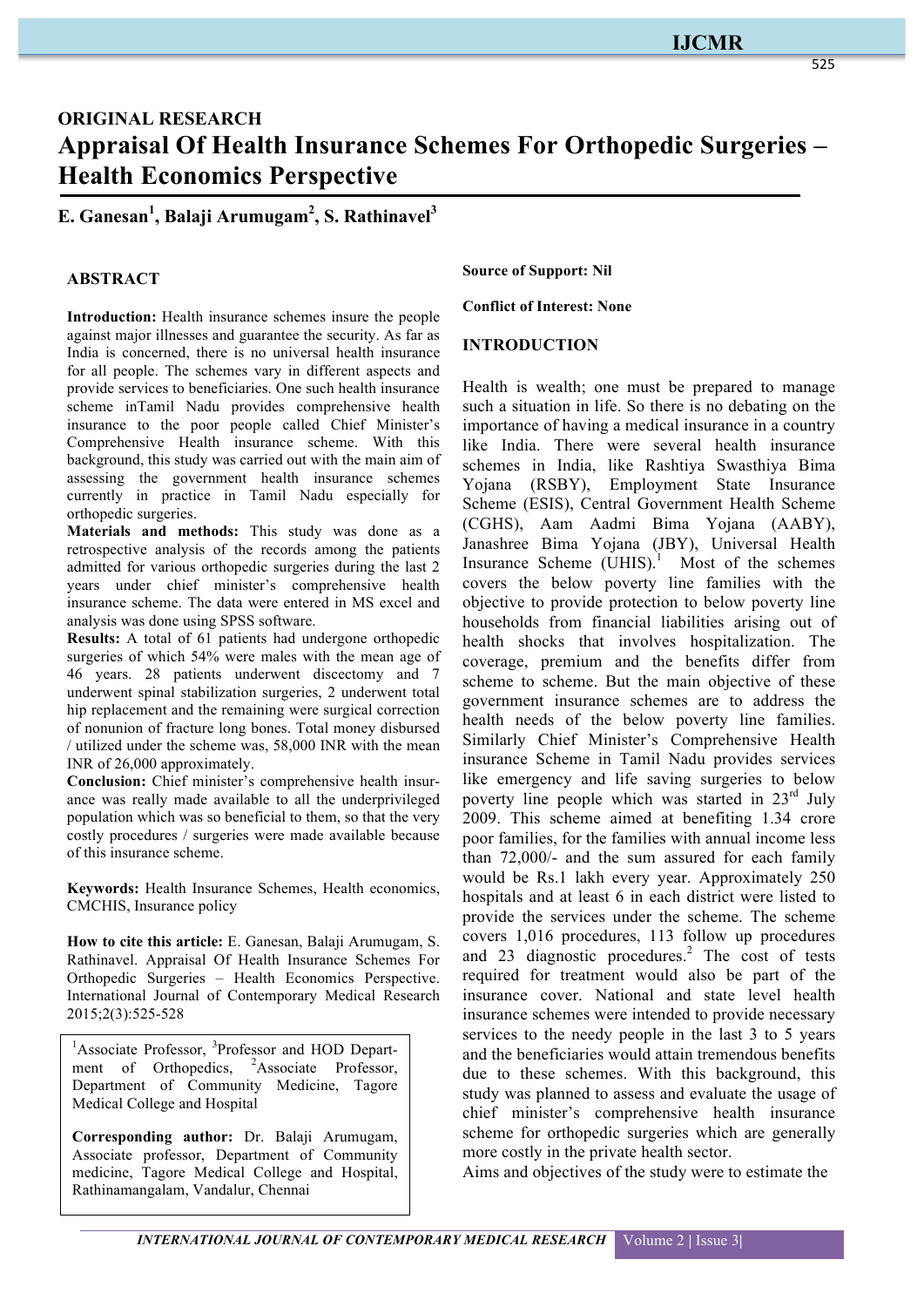ORIGINAL RESEARCH

# Appraisal Of Health Insurance Schemes For Orthopedic Surgeries – Health Economics Perspective

**E. Ganesan[1], Balaji Arumugam[2], S. Rathinavel[3]**

## ABSTRACT

**Introduction:** Health insurance schemes insure the people against major illnesses and guarantee the security. As far as India is concerned, there is no universal health insurance for all people. The schemes vary in different aspects and provide services to beneficiaries. One such health insurance scheme inTamil Nadu provides comprehensive health insurance to the poor people called Chief Minister's Comprehensive Health insurance scheme. With this background, this study was carried out with the main aim of assessing the government health insurance schemes currently in practice in Tamil Nadu especially for orthopedic surgeries.

**Materials and methods:** This study was done as a retrospective analysis of the records among the patients admitted for various orthopedic surgeries during the last 2 years under chief minister's comprehensive health insurance scheme. The data were entered in MS excel and analysis was done using SPSS software.

**Results:** A total of 61 patients had undergone orthopedic surgeries of which 54% were males with the mean age of 46 years. 28 patients underwent discectomy and 7 underwent spinal stabilization surgeries, 2 underwent total hip replacement and the remaining were surgical correction of nonunion of fracture long bones. Total money disbursed / utilized under the scheme was, 58,000 INR with the mean INR of 26,000 approximately.

**Conclusion:** Chief minister's comprehensive health insurance was really made available to all the underprivileged population which was so beneficial to them, so that the very costly procedures / surgeries were made available because of this insurance scheme.

**Keywords:** Health Insurance Schemes, Health economics, CMCHIS, Insurance policy

**How to cite this article:** E. Ganesan, Balaji Arumugam, S. Rathinavel. Appraisal Of Health Insurance Schemes For Orthopedic Surgeries – Health Economics Perspective. International Journal of Contemporary Medical Research 2015;2(3):525-528

[1]Associate Professor, [3]Professor and HOD Department of Orthopedics, [2]Associate Professor, Department of Community Medicine, Tagore Medical College and Hospital

**Corresponding author:** Dr. Balaji Arumugam, Associate professor, Department of Community medicine, Tagore Medical College and Hospital, Rathinamangalam, Vandalur, Chennai

**Source of Support: Nil**

**Conflict of Interest: None**

## INTRODUCTION

Health is wealth; one must be prepared to manage such a situation in life. So there is no debating on the importance of having a medical insurance in a country like India. There were several health insurance schemes in India, like Rashtiya Swasthiya Bima Yojana (RSBY), Employment State Insurance Scheme (ESIS), Central Government Health Scheme (CGHS), Aam Aadmi Bima Yojana (AABY), Janashree Bima Yojana (JBY), Universal Health Insurance Scheme (UHIS).[1] Most of the schemes covers the below poverty line families with the objective to provide protection to below poverty line households from financial liabilities arising out of health shocks that involves hospitalization. The coverage, premium and the benefits differ from scheme to scheme. But the main objective of these government insurance schemes are to address the health needs of the below poverty line families. Similarly Chief Minister's Comprehensive Health insurance Scheme in Tamil Nadu provides services like emergency and life saving surgeries to below poverty line people which was started in 23rd July 2009. This scheme aimed at benefiting 1.34 crore poor families, for the families with annual income less than 72,000/- and the sum assured for each family would be Rs.1 lakh every year. Approximately 250 hospitals and at least 6 in each district were listed to provide the services under the scheme. The scheme covers 1,016 procedures, 113 follow up procedures and 23 diagnostic procedures.[2] The cost of tests required for treatment would also be part of the insurance cover. National and state level health insurance schemes were intended to provide necessary services to the needy people in the last 3 to 5 years and the beneficiaries would attain tremendous benefits due to these schemes. With this background, this study was planned to assess and evaluate the usage of chief minister's comprehensive health insurance scheme for orthopedic surgeries which are generally more costly in the private health sector.

Aims and objectives of the study were to estimate the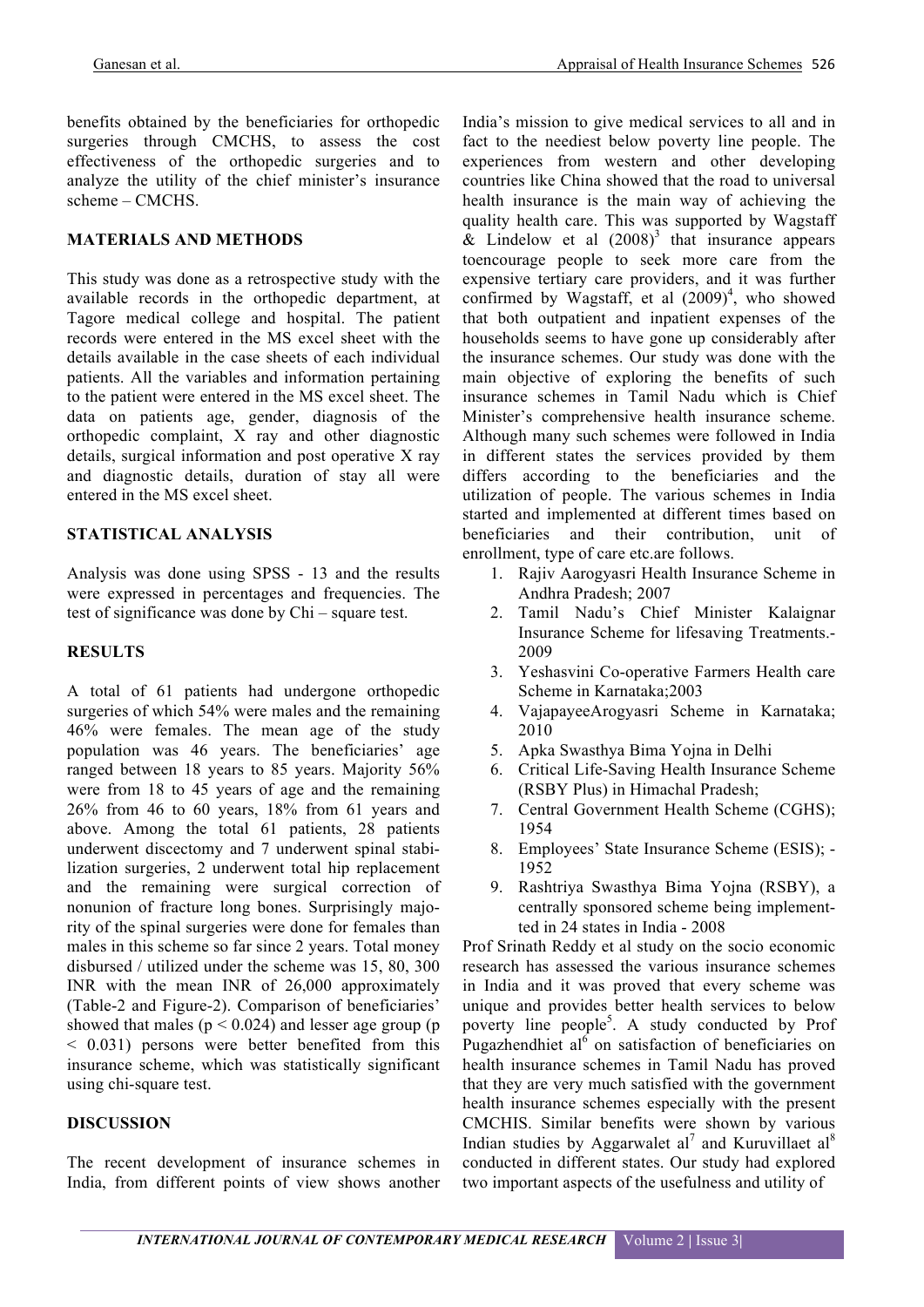benefits obtained by the beneficiaries for orthopedic surgeries through CMCHS, to assess the cost effectiveness of the orthopedic surgeries and to analyze the utility of the chief minister's insurance scheme – CMCHS.

## MATERIALS AND METHODS

This study was done as a retrospective study with the available records in the orthopedic department, at Tagore medical college and hospital. The patient records were entered in the MS excel sheet with the details available in the case sheets of each individual patients. All the variables and information pertaining to the patient were entered in the MS excel sheet. The data on patients age, gender, diagnosis of the orthopedic complaint, X ray and other diagnostic details, surgical information and post operative X ray and diagnostic details, duration of stay all were entered in the MS excel sheet.

## STATISTICAL ANALYSIS

Analysis was done using SPSS - 13 and the results were expressed in percentages and frequencies. The test of significance was done by Chi – square test.

## RESULTS

A total of 61 patients had undergone orthopedic surgeries of which 54% were males and the remaining 46% were females. The mean age of the study population was 46 years. The beneficiaries' age ranged between 18 years to 85 years. Majority 56% were from 18 to 45 years of age and the remaining 26% from 46 to 60 years, 18% from 61 years and above. Among the total 61 patients, 28 patients underwent discectomy and 7 underwent spinal stabilization surgeries, 2 underwent total hip replacement and the remaining were surgical correction of nonunion of fracture long bones. Surprisingly majority of the spinal surgeries were done for females than males in this scheme so far since 2 years. Total money disbursed / utilized under the scheme was 15, 80, 300 INR with the mean INR of 26,000 approximately (Table-2 and Figure-2). Comparison of beneficiaries' showed that males ($p < 0.024$) and lesser age group ($p < 0.031$) persons were better benefited from this insurance scheme, which was statistically significant using chi-square test.

## DISCUSSION

The recent development of insurance schemes in India, from different points of view shows another India's mission to give medical services to all and in fact to the neediest below poverty line people. The experiences from western and other developing countries like China showed that the road to universal health insurance is the main way of achieving the quality health care. This was supported by Wagstaff & Lindelow et al (2008)[3] that insurance appears toencourage people to seek more care from the expensive tertiary care providers, and it was further confirmed by Wagstaff, et al (2009)[4], who showed that both outpatient and inpatient expenses of the households seems to have gone up considerably after the insurance schemes. Our study was done with the main objective of exploring the benefits of such insurance schemes in Tamil Nadu which is Chief Minister's comprehensive health insurance scheme. Although many such schemes were followed in India in different states the services provided by them differs according to the beneficiaries and the utilization of people. The various schemes in India started and implemented at different times based on beneficiaries and their contribution, unit of enrollment, type of care etc.are follows.

1. Rajiv Aarogyasri Health Insurance Scheme in Andhra Pradesh; 2007
2. Tamil Nadu's Chief Minister Kalaignar Insurance Scheme for lifesaving Treatments.- 2009
3. Yeshasvini Co-operative Farmers Health care Scheme in Karnataka;2003
4. VajapayeeArogyasri Scheme in Karnataka; 2010
5. Apka Swasthya Bima Yojna in Delhi
6. Critical Life-Saving Health Insurance Scheme (RSBY Plus) in Himachal Pradesh;
7. Central Government Health Scheme (CGHS); 1954
8. Employees' State Insurance Scheme (ESIS); - 1952
9. Rashtriya Swasthya Bima Yojna (RSBY), a centrally sponsored scheme being implementted in 24 states in India - 2008

Prof Srinath Reddy et al study on the socio economic research has assessed the various insurance schemes in India and it was proved that every scheme was unique and provides better health services to below poverty line people[5]. A study conducted by Prof Pugazhendhiet al[6] on satisfaction of beneficiaries on health insurance schemes in Tamil Nadu has proved that they are very much satisfied with the government health insurance schemes especially with the present CMCHIS. Similar benefits were shown by various Indian studies by Aggarwalet al[7] and Kuruvillaet al[8] conducted in different states. Our study had explored two important aspects of the usefulness and utility of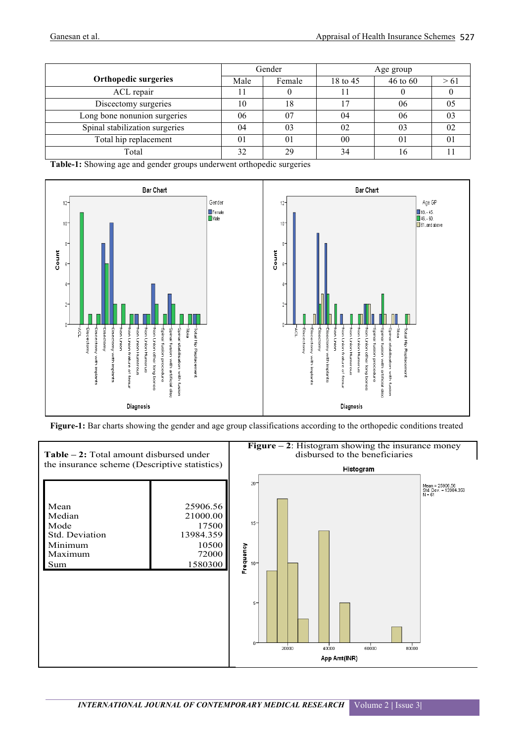| Orthopedic surgeries | Gender | | Age group | | |
|---|---|---|---|---|---|
| | Male | Female | 18 to 45 | 46 to 60 | > 61 |
| ACL repair | 11 | 0 | 11 | 0 | 0 |
| Discectomy surgeries | 10 | 18 | 17 | 06 | 05 |
| Long bone nonunion surgeries | 06 | 07 | 04 | 06 | 03 |
| Spinal stabilization surgeries | 04 | 03 | 02 | 03 | 02 |
| Total hip replacement | 01 | 01 | 00 | 01 | 01 |
| Total | 32 | 29 | 34 | 16 | 11 |

**Table-1:** Showing age and gender groups underwent orthopedic surgeries

Bar Chart

Gender
Female
Male

Count

0
2
4
6
8
10
12

ACL
Discectomy
Discectomy with implants
Discectomy
Discectomy with implants
Non Union
Non Union frature of femur
Non Union Humerous
Non Union Humerus
Non Union other long bones
Spinal fusion procedure
Spinal fusion with artificial disc
Spinal stabilisation with fusion
Tibia
Total Hip Replacement

Diagnosis

Bar Chart

Age GP
18. - 45.
46. - 60.
61. and above

Count

0
2
4
6
8
10
12

ACL
Discectomy
Discectomy with implants
Discectomy
Discectomy with implants
Non Union
Non Union frature of femur
Non Union Humerous
Non Union Humerus
Non Union other long bones
Spinal fusion procedure
Spinal fusion with artificial disc
Spinal stabilisation with fusion
Tibia
Total Hip Replacement

Diagnosis

**Figure-1:** Bar charts showing the gender and age group classifications according to the orthopedic conditions treated

**Table – 2:** Total amount disbursed under the insurance scheme (Descriptive statistics)

| | |
|---|---|
| Mean | 25906.56 |
| Median | 21000.00 |
| Mode | 17500 |
| Std. Deviation | 13984.359 |
| Minimum | 10500 |
| Maximum | 72000 |
| Sum | 1580300 |

**Figure – 2**: Histogram showing the insurance money disbursed to the beneficiaries

Histogram

Mean = 25906.56
Std. Dev. = 13984.359
N = 61

Frequency

0
5
10
15
20

20000
40000
60000
80000

App Amt(INR)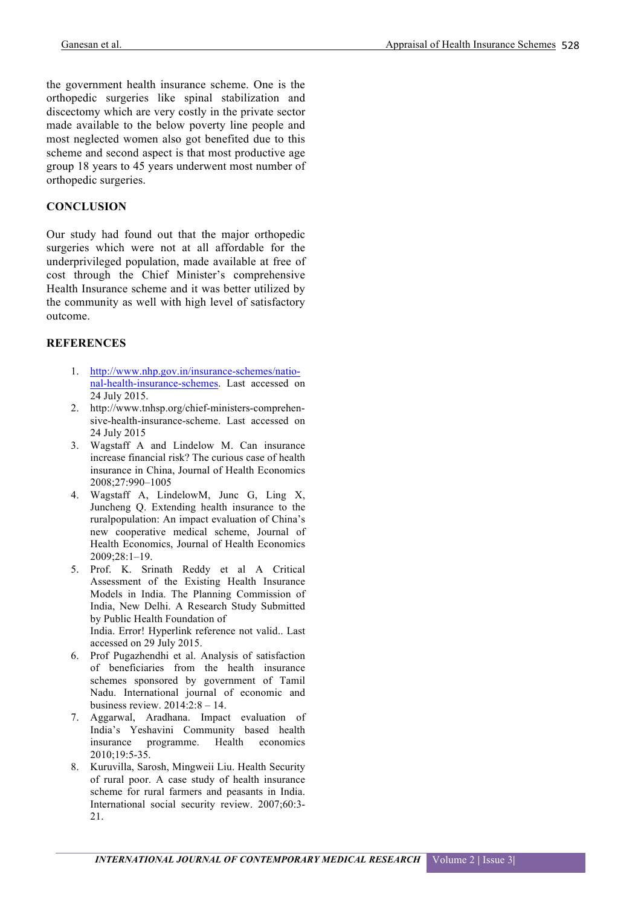the government health insurance scheme. One is the orthopedic surgeries like spinal stabilization and discectomy which are very costly in the private sector made available to the below poverty line people and most neglected women also got benefited due to this scheme and second aspect is that most productive age group 18 years to 45 years underwent most number of orthopedic surgeries.

## CONCLUSION

Our study had found out that the major orthopedic surgeries which were not at all affordable for the underprivileged population, made available at free of cost through the Chief Minister's comprehensive Health Insurance scheme and it was better utilized by the community as well with high level of satisfactory outcome.

## REFERENCES

1. http://www.nhp.gov.in/insurance-schemes/national-health-insurance-schemes. Last accessed on 24 July 2015.
2. http://www.tnhsp.org/chief-ministers-comprehensive-health-insurance-scheme. Last accessed on 24 July 2015
3. Wagstaff A and Lindelow M. Can insurance increase financial risk? The curious case of health insurance in China, Journal of Health Economics 2008;27:990–1005
4. Wagstaff A, LindelowM, Junc G, Ling X, Juncheng Q. Extending health insurance to the ruralpopulation: An impact evaluation of China's new cooperative medical scheme, Journal of Health Economics, Journal of Health Economics 2009;28:1–19.
5. Prof. K. Srinath Reddy et al A Critical Assessment of the Existing Health Insurance Models in India. The Planning Commission of India, New Delhi. A Research Study Submitted by Public Health Foundation of India. Error! Hyperlink reference not valid.. Last accessed on 29 July 2015.
6. Prof Pugazhendhi et al. Analysis of satisfaction of beneficiaries from the health insurance schemes sponsored by government of Tamil Nadu. International journal of economic and business review. 2014:2:8 – 14.
7. Aggarwal, Aradhana. Impact evaluation of India's Yeshavini Community based health insurance programme. Health economics 2010;19:5-35.
8. Kuruvilla, Sarosh, Mingweii Liu. Health Security of rural poor. A case study of health insurance scheme for rural farmers and peasants in India. International social security review. 2007;60:3-21.